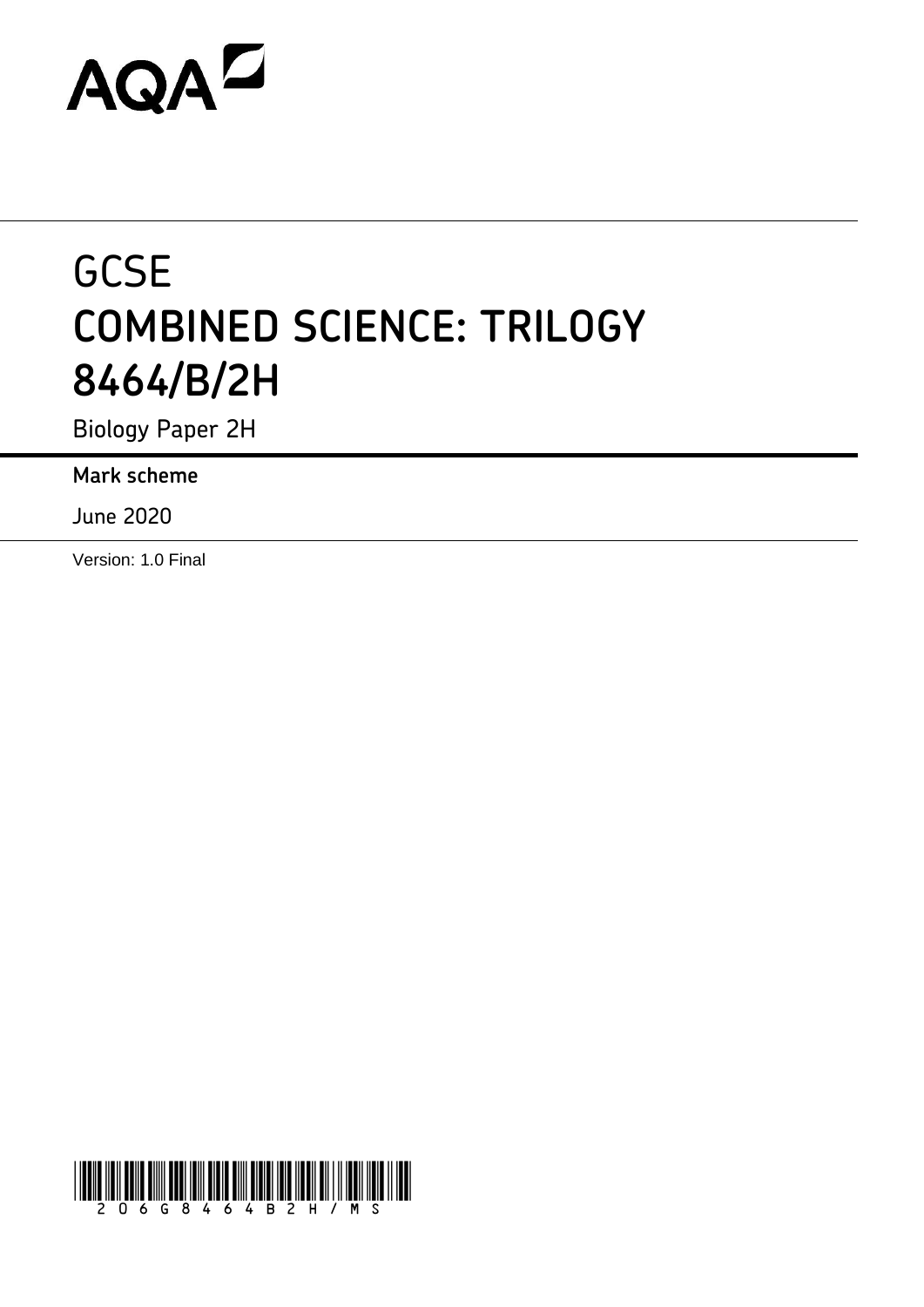AQA

# GCSE
# COMBINED SCIENCE: TRILOGY
# 8464/B/2H

Biology Paper 2H

**Mark scheme**

June 2020

Version: 1.0 Final

206G8464B2H/MS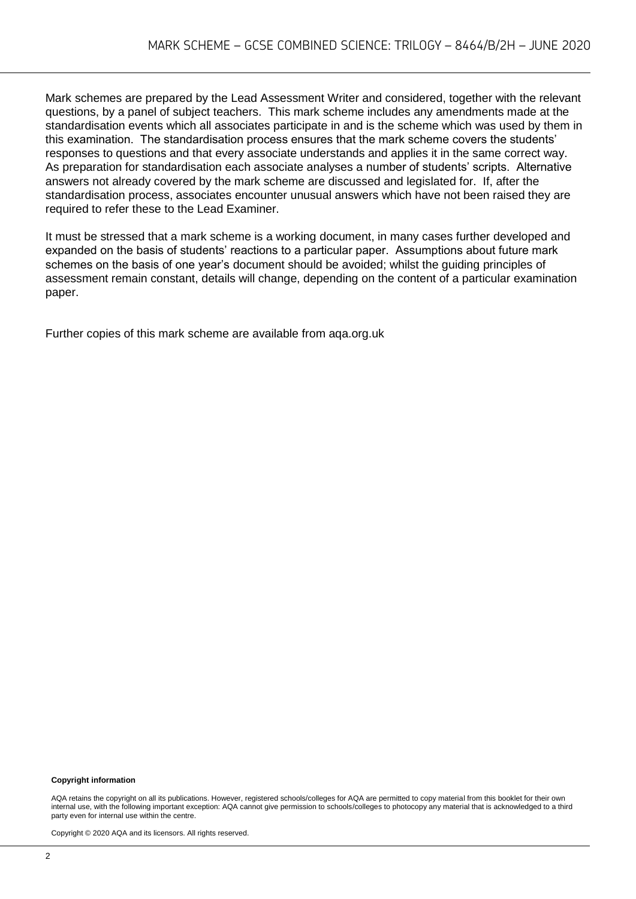Mark schemes are prepared by the Lead Assessment Writer and considered, together with the relevant questions, by a panel of subject teachers. This mark scheme includes any amendments made at the standardisation events which all associates participate in and is the scheme which was used by them in this examination. The standardisation process ensures that the mark scheme covers the students' responses to questions and that every associate understands and applies it in the same correct way. As preparation for standardisation each associate analyses a number of students' scripts. Alternative answers not already covered by the mark scheme are discussed and legislated for. If, after the standardisation process, associates encounter unusual answers which have not been raised they are required to refer these to the Lead Examiner.

It must be stressed that a mark scheme is a working document, in many cases further developed and expanded on the basis of students' reactions to a particular paper. Assumptions about future mark schemes on the basis of one year's document should be avoided; whilst the guiding principles of assessment remain constant, details will change, depending on the content of a particular examination paper.

Further copies of this mark scheme are available from aqa.org.uk

**Copyright information**

AQA retains the copyright on all its publications. However, registered schools/colleges for AQA are permitted to copy material from this booklet for their own internal use, with the following important exception: AQA cannot give permission to schools/colleges to photocopy any material that is acknowledged to a third party even for internal use within the centre.

Copyright © 2020 AQA and its licensors. All rights reserved.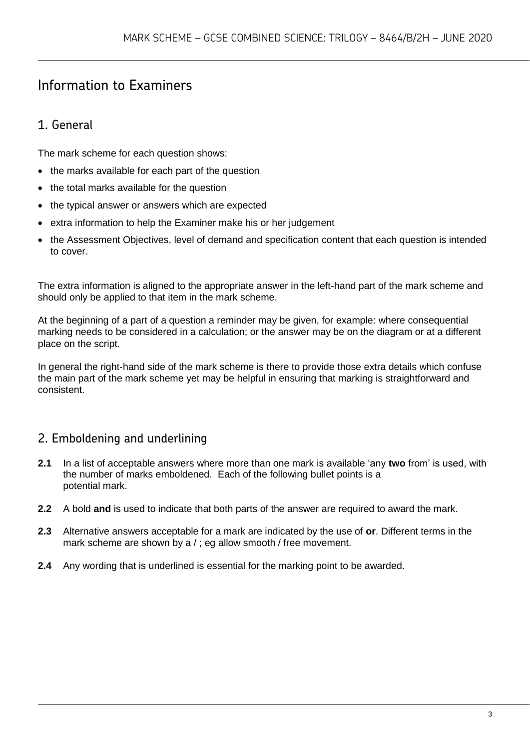# Information to Examiners

## 1. General

The mark scheme for each question shows:

- the marks available for each part of the question
- the total marks available for the question
- the typical answer or answers which are expected
- extra information to help the Examiner make his or her judgement
- the Assessment Objectives, level of demand and specification content that each question is intended to cover.

The extra information is aligned to the appropriate answer in the left-hand part of the mark scheme and should only be applied to that item in the mark scheme.

At the beginning of a part of a question a reminder may be given, for example: where consequential marking needs to be considered in a calculation; or the answer may be on the diagram or at a different place on the script.

In general the right-hand side of the mark scheme is there to provide those extra details which confuse the main part of the mark scheme yet may be helpful in ensuring that marking is straightforward and consistent.

## 2. Emboldening and underlining

**2.1** In a list of acceptable answers where more than one mark is available 'any **two** from' is used, with the number of marks emboldened. Each of the following bullet points is a potential mark.

**2.2** A bold **and** is used to indicate that both parts of the answer are required to award the mark.

**2.3** Alternative answers acceptable for a mark are indicated by the use of **or**. Different terms in the mark scheme are shown by a / ; eg allow smooth / free movement.

**2.4** Any wording that is underlined is essential for the marking point to be awarded.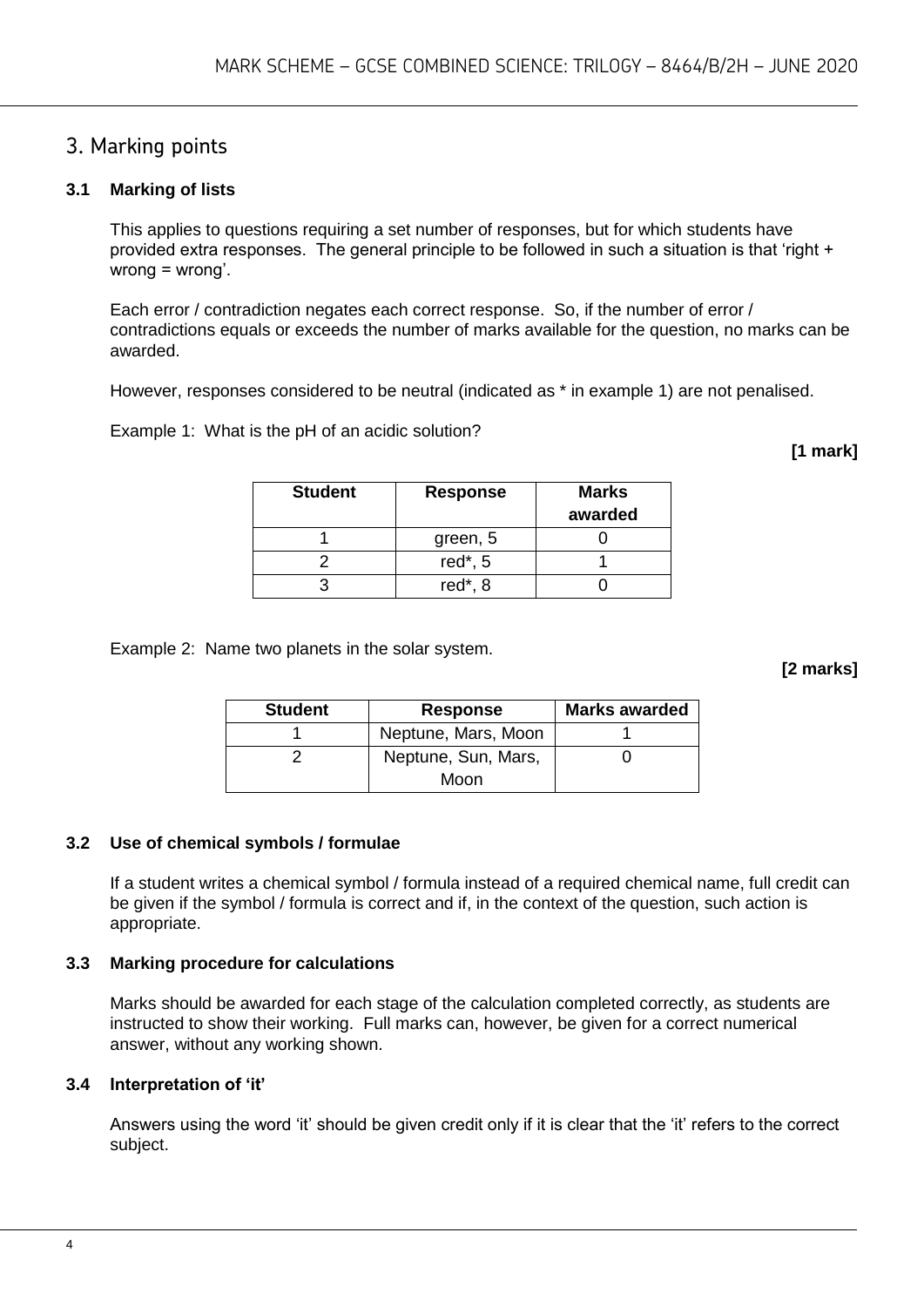## 3. Marking points

### 3.1 Marking of lists

This applies to questions requiring a set number of responses, but for which students have provided extra responses. The general principle to be followed in such a situation is that 'right + wrong = wrong'.

Each error / contradiction negates each correct response. So, if the number of error / contradictions equals or exceeds the number of marks available for the question, no marks can be awarded.

However, responses considered to be neutral (indicated as * in example 1) are not penalised.

Example 1: What is the pH of an acidic solution?

**[1 mark]**

| Student | Response | Marks awarded |
|---|---|---|
| 1 | green, 5 | 0 |
| 2 | red*, 5 | 1 |
| 3 | red*, 8 | 0 |

Example 2: Name two planets in the solar system.

**[2 marks]**

| Student | Response | Marks awarded |
|---|---|---|
| 1 | Neptune, Mars, Moon | 1 |
| 2 | Neptune, Sun, Mars, Moon | 0 |

### 3.2 Use of chemical symbols / formulae

If a student writes a chemical symbol / formula instead of a required chemical name, full credit can be given if the symbol / formula is correct and if, in the context of the question, such action is appropriate.

### 3.3 Marking procedure for calculations

Marks should be awarded for each stage of the calculation completed correctly, as students are instructed to show their working. Full marks can, however, be given for a correct numerical answer, without any working shown.

### 3.4 Interpretation of 'it'

Answers using the word 'it' should be given credit only if it is clear that the 'it' refers to the correct subject.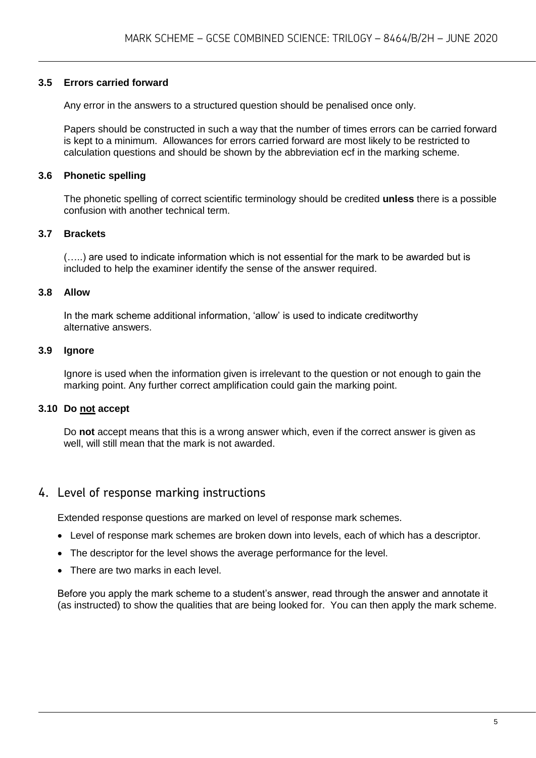### 3.5 Errors carried forward

Any error in the answers to a structured question should be penalised once only.

Papers should be constructed in such a way that the number of times errors can be carried forward is kept to a minimum. Allowances for errors carried forward are most likely to be restricted to calculation questions and should be shown by the abbreviation ecf in the marking scheme.

### 3.6 Phonetic spelling

The phonetic spelling of correct scientific terminology should be credited **unless** there is a possible confusion with another technical term.

### 3.7 Brackets

(…..) are used to indicate information which is not essential for the mark to be awarded but is included to help the examiner identify the sense of the answer required.

### 3.8 Allow

In the mark scheme additional information, 'allow' is used to indicate creditworthy alternative answers.

### 3.9 Ignore

Ignore is used when the information given is irrelevant to the question or not enough to gain the marking point. Any further correct amplification could gain the marking point.

### 3.10 Do not accept

Do **not** accept means that this is a wrong answer which, even if the correct answer is given as well, will still mean that the mark is not awarded.

## 4. Level of response marking instructions

Extended response questions are marked on level of response mark schemes.

- Level of response mark schemes are broken down into levels, each of which has a descriptor.
- The descriptor for the level shows the average performance for the level.
- There are two marks in each level.

Before you apply the mark scheme to a student's answer, read through the answer and annotate it (as instructed) to show the qualities that are being looked for. You can then apply the mark scheme.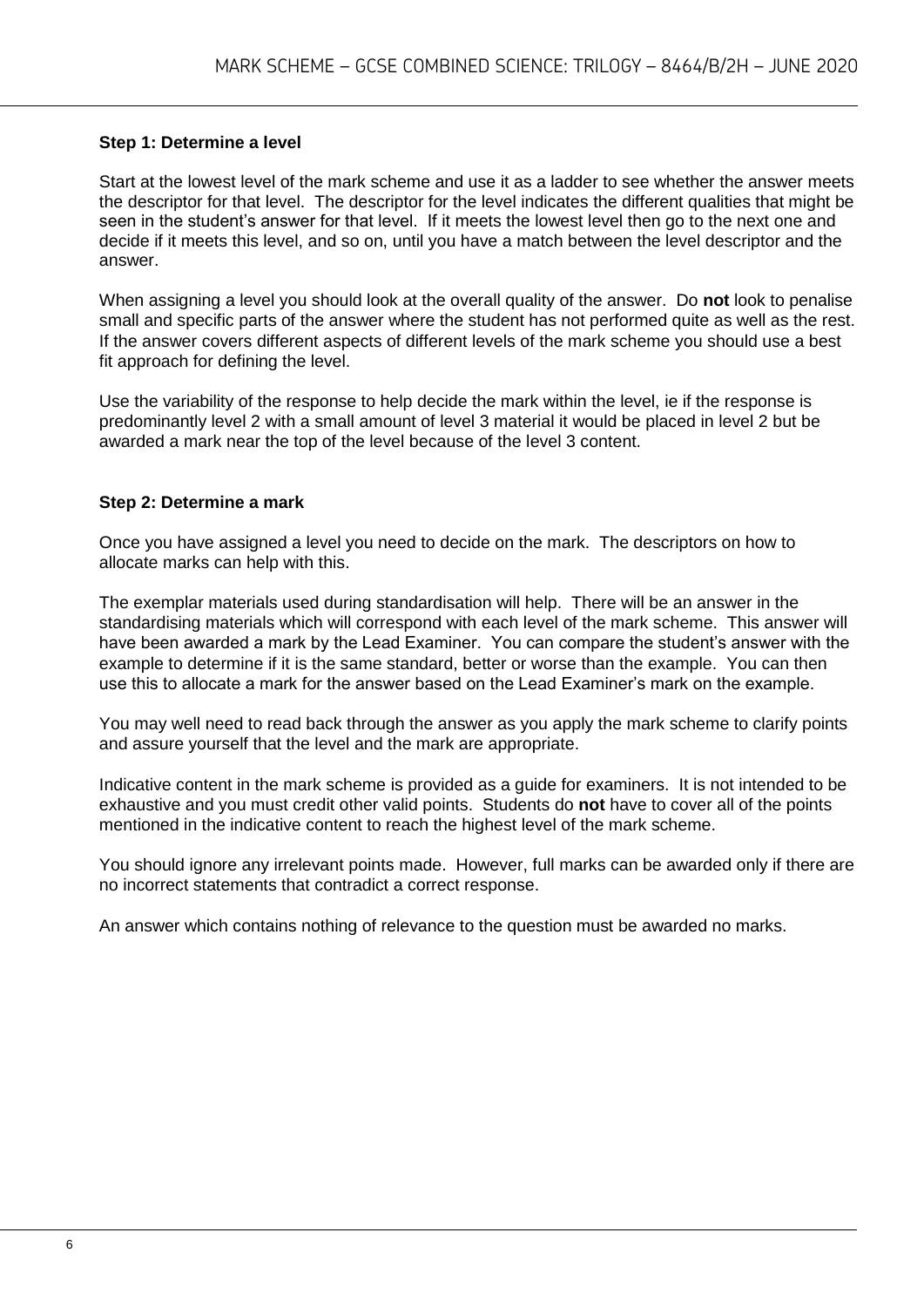### Step 1: Determine a level

Start at the lowest level of the mark scheme and use it as a ladder to see whether the answer meets the descriptor for that level. The descriptor for the level indicates the different qualities that might be seen in the student's answer for that level. If it meets the lowest level then go to the next one and decide if it meets this level, and so on, until you have a match between the level descriptor and the answer.

When assigning a level you should look at the overall quality of the answer. Do **not** look to penalise small and specific parts of the answer where the student has not performed quite as well as the rest. If the answer covers different aspects of different levels of the mark scheme you should use a best fit approach for defining the level.

Use the variability of the response to help decide the mark within the level, ie if the response is predominantly level 2 with a small amount of level 3 material it would be placed in level 2 but be awarded a mark near the top of the level because of the level 3 content.

### Step 2: Determine a mark

Once you have assigned a level you need to decide on the mark. The descriptors on how to allocate marks can help with this.

The exemplar materials used during standardisation will help. There will be an answer in the standardising materials which will correspond with each level of the mark scheme. This answer will have been awarded a mark by the Lead Examiner. You can compare the student's answer with the example to determine if it is the same standard, better or worse than the example. You can then use this to allocate a mark for the answer based on the Lead Examiner's mark on the example.

You may well need to read back through the answer as you apply the mark scheme to clarify points and assure yourself that the level and the mark are appropriate.

Indicative content in the mark scheme is provided as a guide for examiners. It is not intended to be exhaustive and you must credit other valid points. Students do **not** have to cover all of the points mentioned in the indicative content to reach the highest level of the mark scheme.

You should ignore any irrelevant points made. However, full marks can be awarded only if there are no incorrect statements that contradict a correct response.

An answer which contains nothing of relevance to the question must be awarded no marks.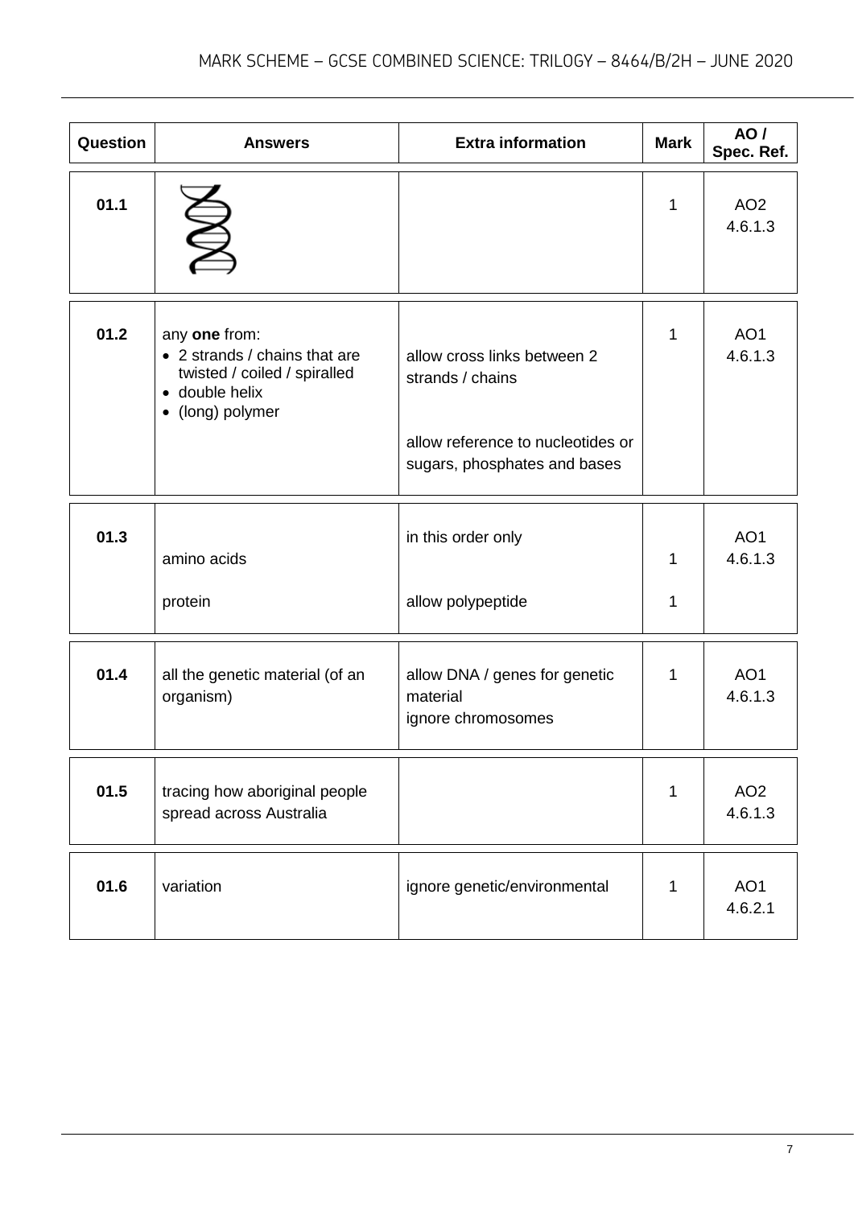| Question | Answers | Extra information | Mark | AO / Spec. Ref. |
| --- | --- | --- | --- | --- |
| 01.1 | | | 1 | AO2 4.6.1.3 |
| 01.2 | any **one** from:<br>• 2 strands / chains that are twisted / coiled / spiralled<br>• double helix<br>• (long) polymer | allow cross links between 2 strands / chains<br><br>allow reference to nucleotides or sugars, phosphates and bases | 1 | AO1 4.6.1.3 |
| 01.3 | amino acids<br><br>protein | in this order only<br><br>allow polypeptide | 1<br><br>1 | AO1 4.6.1.3 |
| 01.4 | all the genetic material (of an organism) | allow DNA / genes for genetic material<br>ignore chromosomes | 1 | AO1 4.6.1.3 |
| 01.5 | tracing how aboriginal people spread across Australia | | 1 | AO2 4.6.1.3 |
| 01.6 | variation | ignore genetic/environmental | 1 | AO1 4.6.2.1 |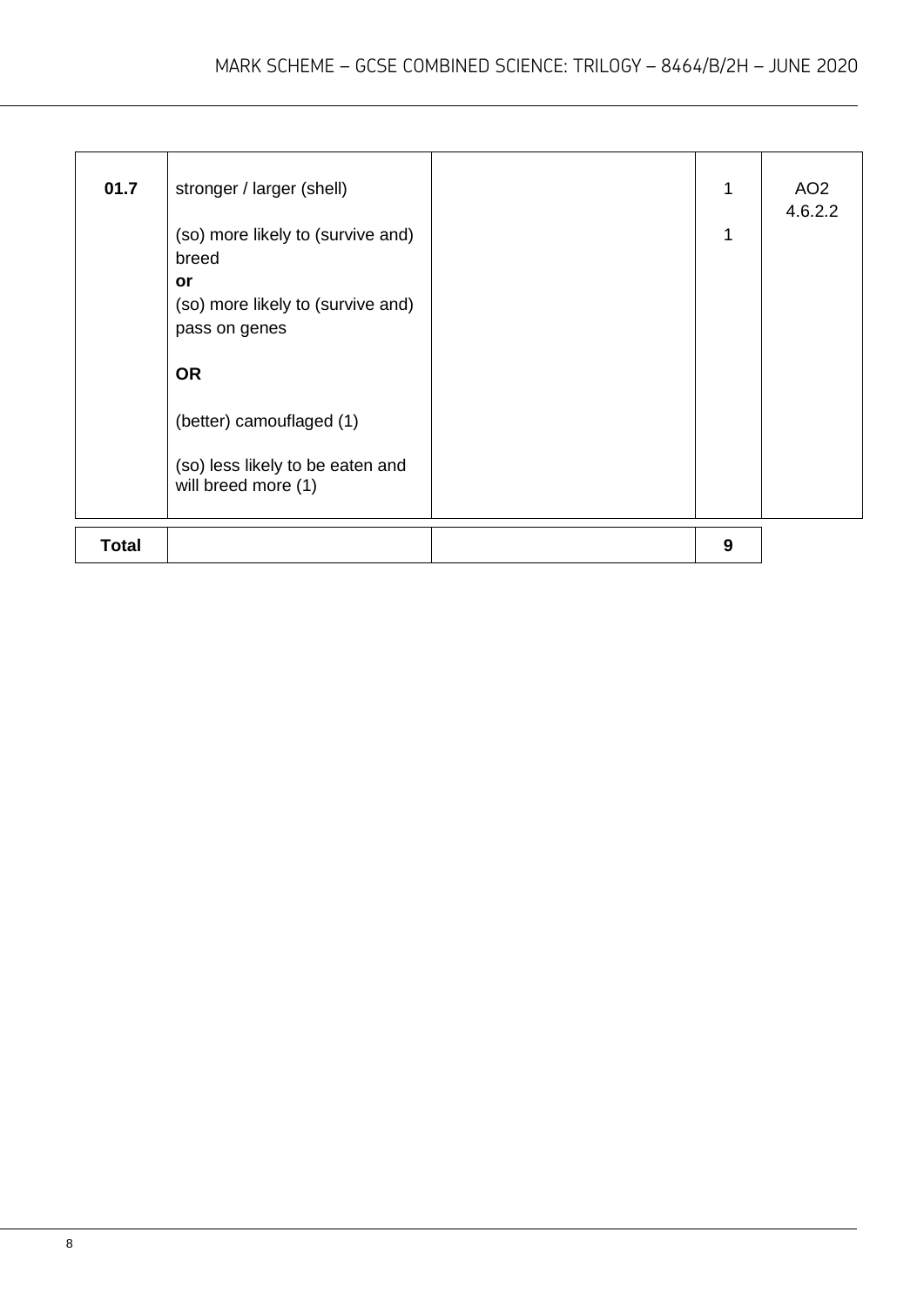| | | | | |
|---|---|---|---|---|
| **01.7** | stronger / larger (shell)<br><br>(so) more likely to (survive and) breed<br>**or**<br>(so) more likely to (survive and) pass on genes<br><br>**OR**<br><br>(better) camouflaged (1)<br><br>(so) less likely to be eaten and will breed more (1) | | 1<br><br>1 | AO2<br>4.6.2.2 |
| **Total** | | | **9** | |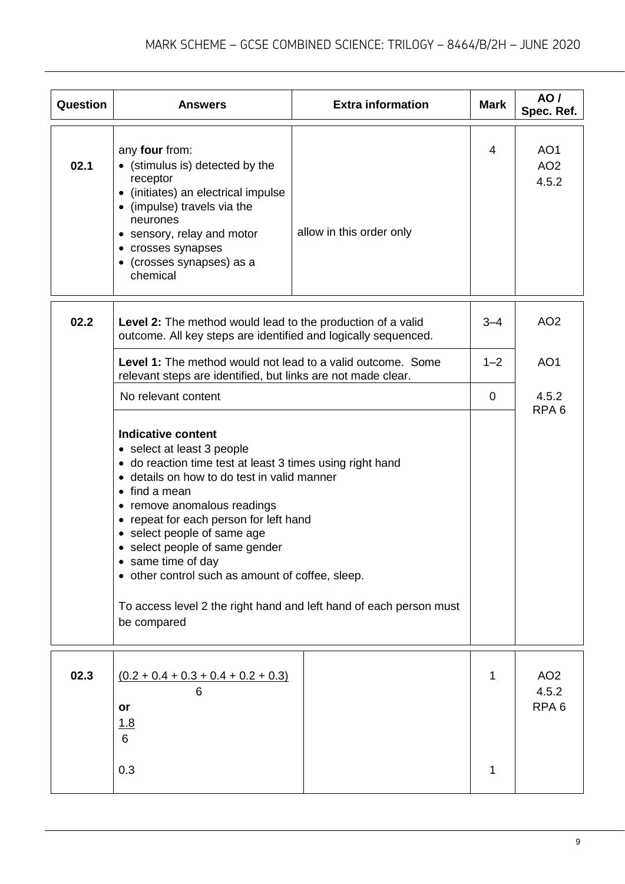| Question | Answers | Extra information | Mark | AO / Spec. Ref. |
|---|---|---|---|---|
| 02.1 | any **four** from:<br>• (stimulus is) detected by the receptor<br>• (initiates) an electrical impulse<br>• (impulse) travels via the neurones<br>• sensory, relay and motor<br>• crosses synapses<br>• (crosses synapses) as a chemical | allow in this order only | 4 | AO1<br>AO2<br>4.5.2 |

| Question | | Mark | AO / Spec. Ref. |
|---|---|---|---|
| 02.2 | **Level 2:** The method would lead to the production of a valid outcome. All key steps are identified and logically sequenced. | 3–4 | AO2 |
| | **Level 1:** The method would not lead to a valid outcome. Some relevant steps are identified, but links are not made clear. | 1–2 | AO1 |
| | No relevant content | 0 | 4.5.2<br>RPA 6 |
| | **Indicative content**<br>• select at least 3 people<br>• do reaction time test at least 3 times using right hand<br>• details on how to do test in valid manner<br>• find a mean<br>• remove anomalous readings<br>• repeat for each person for left hand<br>• select people of same age<br>• select people of same gender<br>• same time of day<br>• other control such as amount of coffee, sleep.<br><br>To access level 2 the right hand and left hand of each person must be compared | | |

| Question | Answers | Extra information | Mark | AO / Spec. Ref. |
|---|---|---|---|---|
| 02.3 | $\frac{(0.2 + 0.4 + 0.3 + 0.4 + 0.2 + 0.3)}{6}$<br>**or**<br>$\frac{1.8}{6}$ | | 1 | AO2<br>4.5.2<br>RPA 6 |
| | 0.3 | | 1 | |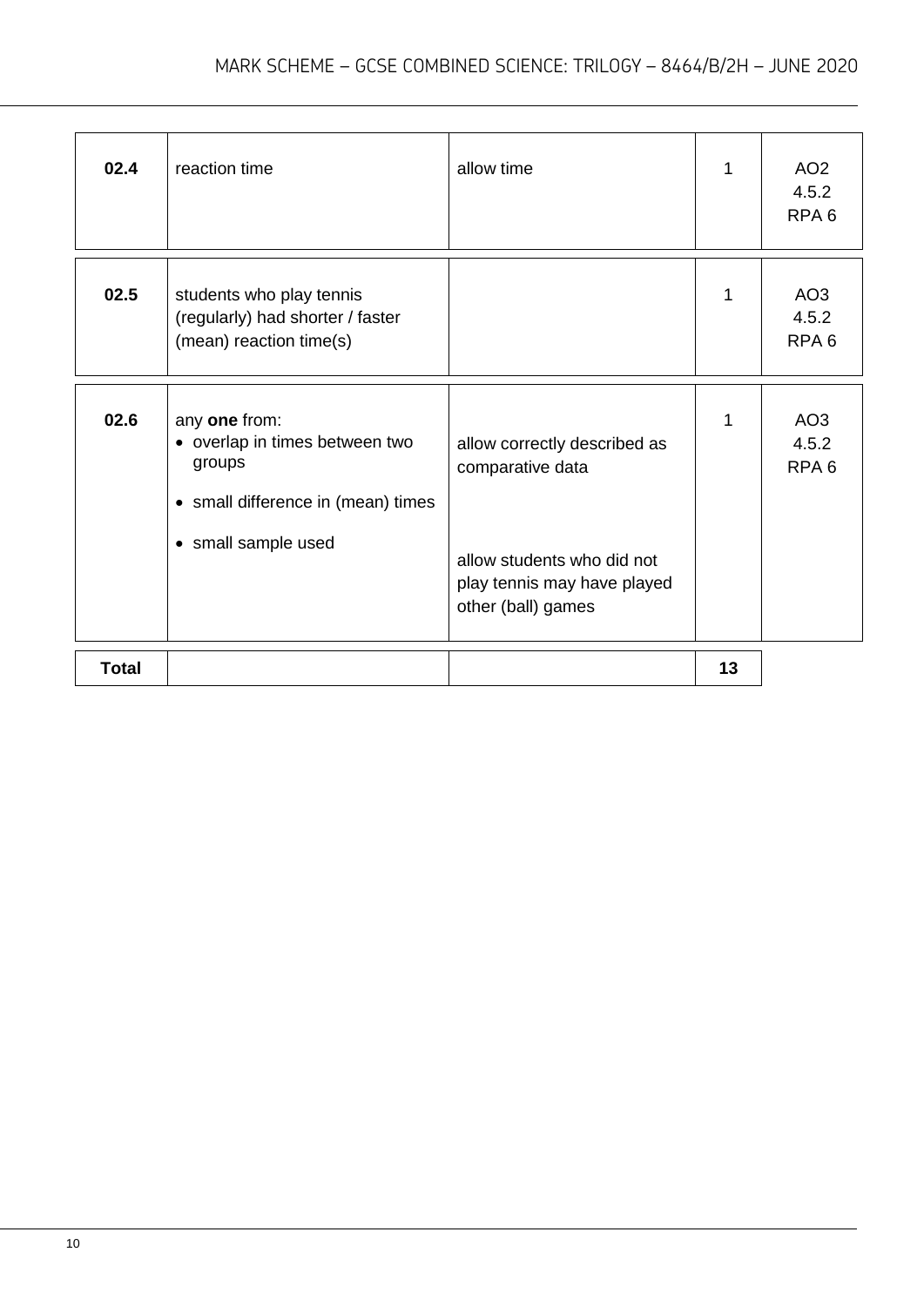| Question | Answers | Extra information | Mark | AO / Spec. Ref. |
|---|---|---|---|---|
| 02.4 | reaction time | allow time | 1 | AO2 4.5.2 RPA 6 |
| 02.5 | students who play tennis (regularly) had shorter / faster (mean) reaction time(s) | | 1 | AO3 4.5.2 RPA 6 |
| 02.6 | any **one** from:<br>• overlap in times between two groups<br>• small difference in (mean) times<br>• small sample used | allow correctly described as comparative data<br><br>allow students who did not play tennis may have played other (ball) games | 1 | AO3 4.5.2 RPA 6 |
| **Total** | | | **13** | |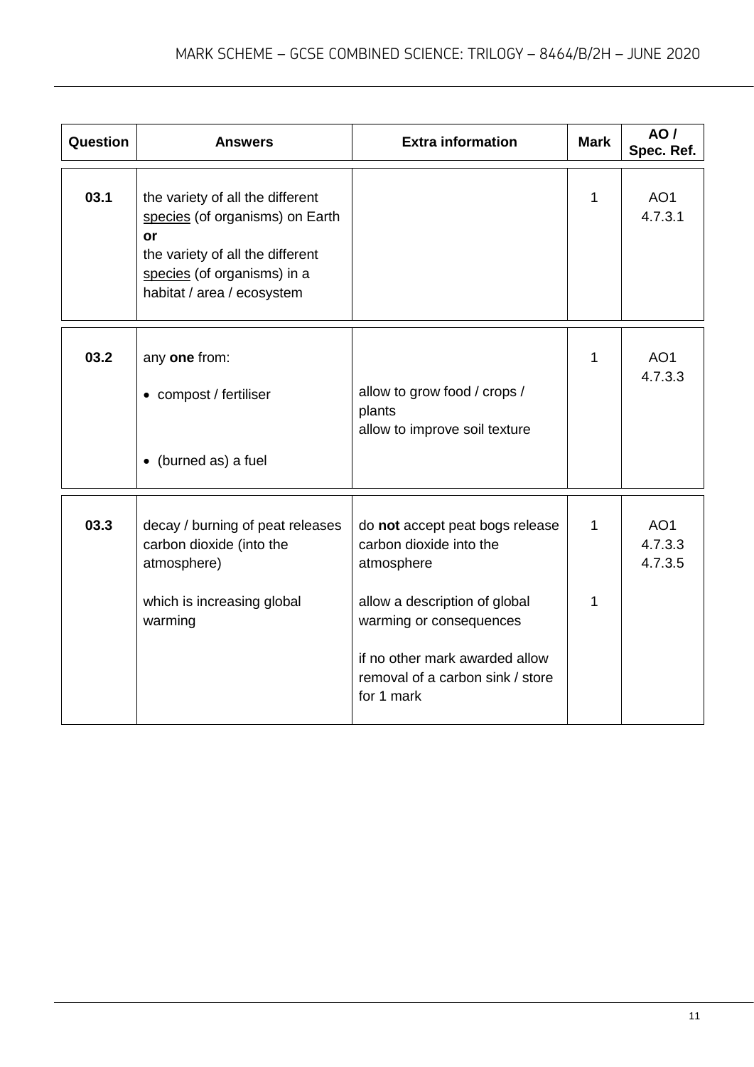| Question | Answers | Extra information | Mark | AO / Spec. Ref. |
|---|---|---|---|---|
| 03.1 | the variety of all the different species (of organisms) on Earth **or** the variety of all the different species (of organisms) in a habitat / area / ecosystem | | 1 | AO1 4.7.3.1 |
| 03.2 | any **one** from: <br>• compost / fertiliser <br>• (burned as) a fuel | allow to grow food / crops / plants <br>allow to improve soil texture | 1 | AO1 4.7.3.3 |
| 03.3 | decay / burning of peat releases carbon dioxide (into the atmosphere) | do **not** accept peat bogs release carbon dioxide into the atmosphere | 1 | AO1 4.7.3.3 4.7.3.5 |
| | which is increasing global warming | allow a description of global warming or consequences <br><br>if no other mark awarded allow removal of a carbon sink / store for 1 mark | 1 | |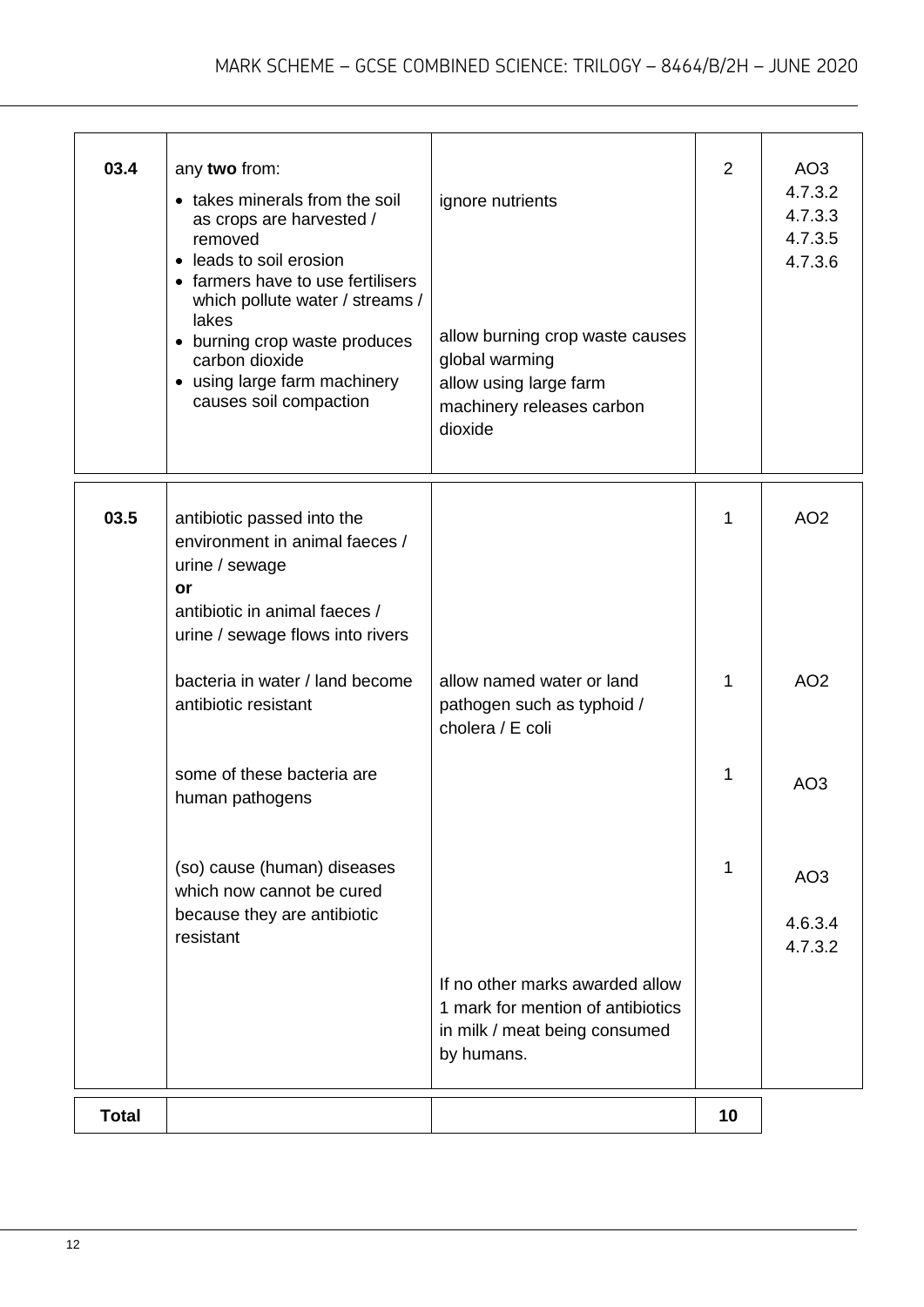| Question | Answers | Extra information | Mark | AO / Spec. Ref. |
|---|---|---|---|---|
| 03.4 | any **two** from:<br>• takes minerals from the soil as crops are harvested / removed<br>• leads to soil erosion<br>• farmers have to use fertilisers which pollute water / streams / lakes<br>• burning crop waste produces carbon dioxide<br>• using large farm machinery causes soil compaction | ignore nutrients<br><br>allow burning crop waste causes global warming<br>allow using large farm machinery releases carbon dioxide | 2 | AO3<br>4.7.3.2<br>4.7.3.3<br>4.7.3.5<br>4.7.3.6 |
| 03.5 | antibiotic passed into the environment in animal faeces / urine / sewage<br>**or**<br>antibiotic in animal faeces / urine / sewage flows into rivers | | 1 | AO2 |
| | bacteria in water / land become antibiotic resistant | allow named water or land pathogen such as typhoid / cholera / E coli | 1 | AO2 |
| | some of these bacteria are human pathogens | | 1 | AO3 |
| | (so) cause (human) diseases which now cannot be cured because they are antibiotic resistant | | 1 | AO3<br>4.6.3.4<br>4.7.3.2 |
| | | If no other marks awarded allow 1 mark for mention of antibiotics in milk / meat being consumed by humans. | | |
| **Total** | | | 10 | |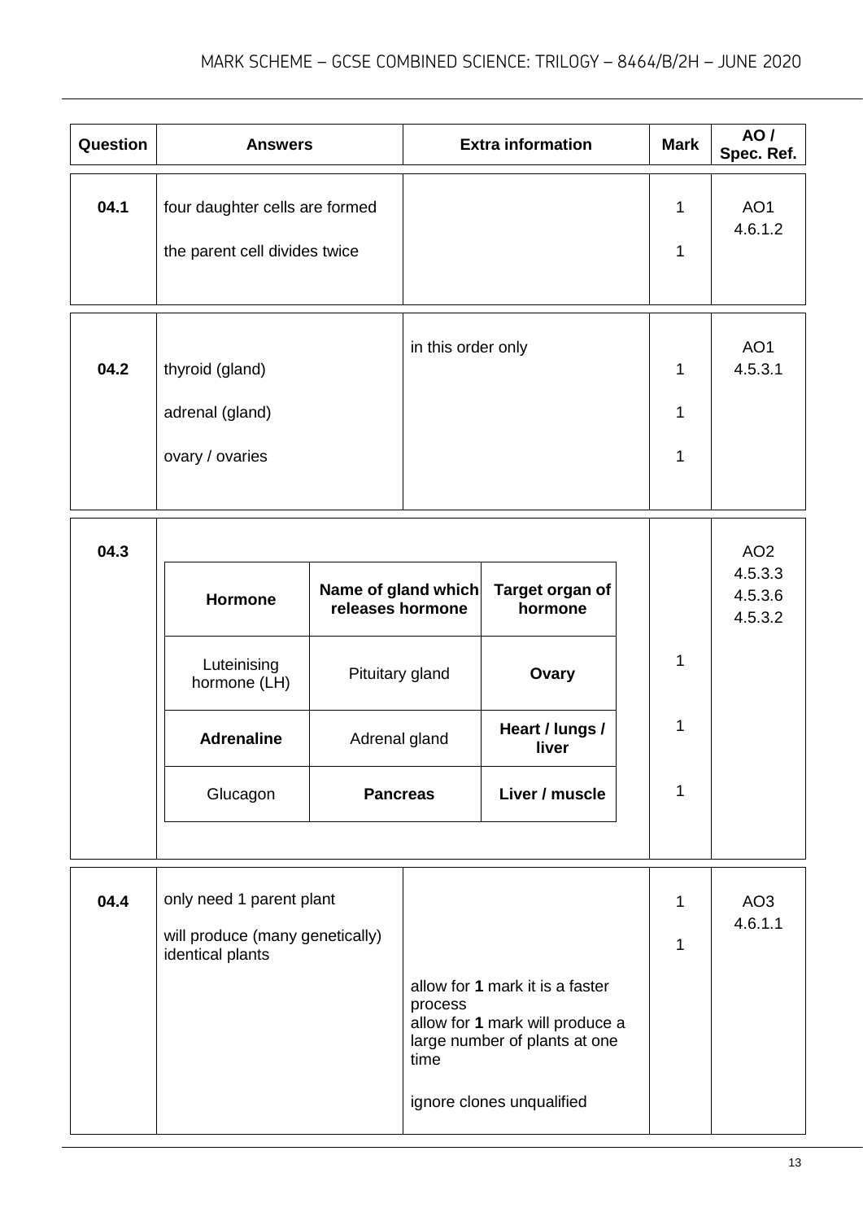| Question | Answers | Extra information | Mark | AO / Spec. Ref. |
|---|---|---|---|---|
| 04.1 | four daughter cells are formed<br><br>the parent cell divides twice | | 1<br><br>1 | AO1<br>4.6.1.2 |
| 04.2 | thyroid (gland)<br><br>adrenal (gland)<br><br>ovary / ovaries | in this order only | 1<br><br>1<br><br>1 | AO1<br>4.5.3.1 |
| 04.3 | see table below | | 1<br><br>1<br><br>1 | AO2<br>4.5.3.3<br>4.5.3.6<br>4.5.3.2 |
| 04.4 | only need 1 parent plant<br><br>will produce (many genetically) identical plants | allow for **1** mark it is a faster process<br>allow for **1** mark will produce a large number of plants at one time<br><br>ignore clones unqualified | 1<br><br>1 | AO3<br>4.6.1.1 |

Table for 04.3:

| Hormone | Name of gland which releases hormone | Target organ of hormone | Mark |
|---|---|---|---|
| Luteinising hormone (LH) | Pituitary gland | **Ovary** | 1 |
| **Adrenaline** | Adrenal gland | **Heart / lungs / liver** | 1 |
| Glucagon | **Pancreas** | **Liver / muscle** | 1 |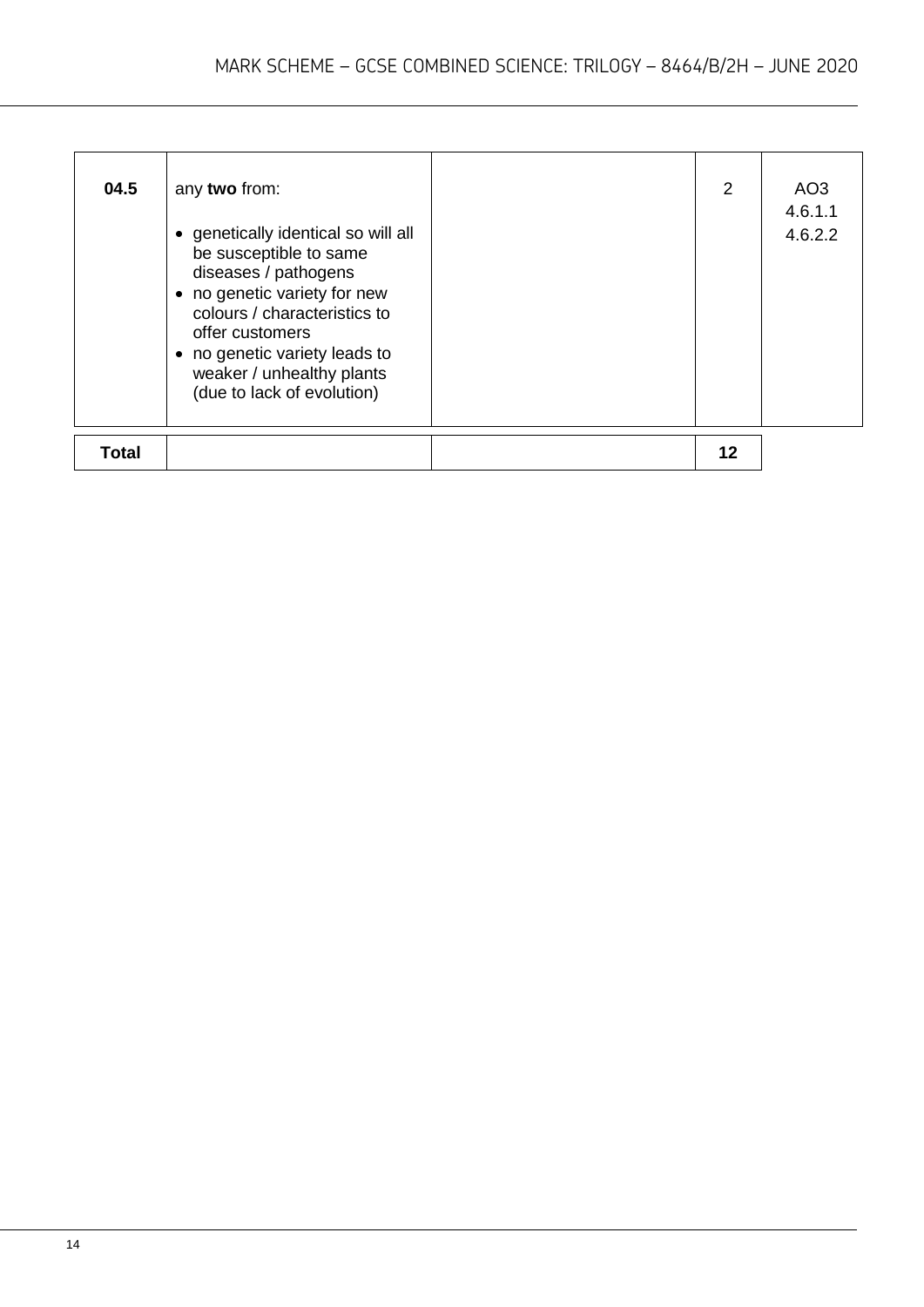| 04.5 | any **two** from:<br><br>• genetically identical so will all be susceptible to same diseases / pathogens<br>• no genetic variety for new colours / characteristics to offer customers<br>• no genetic variety leads to weaker / unhealthy plants (due to lack of evolution) | | 2 | AO3<br>4.6.1.1<br>4.6.2.2 |
|---|---|---|---|---|
| **Total** | | | **12** | |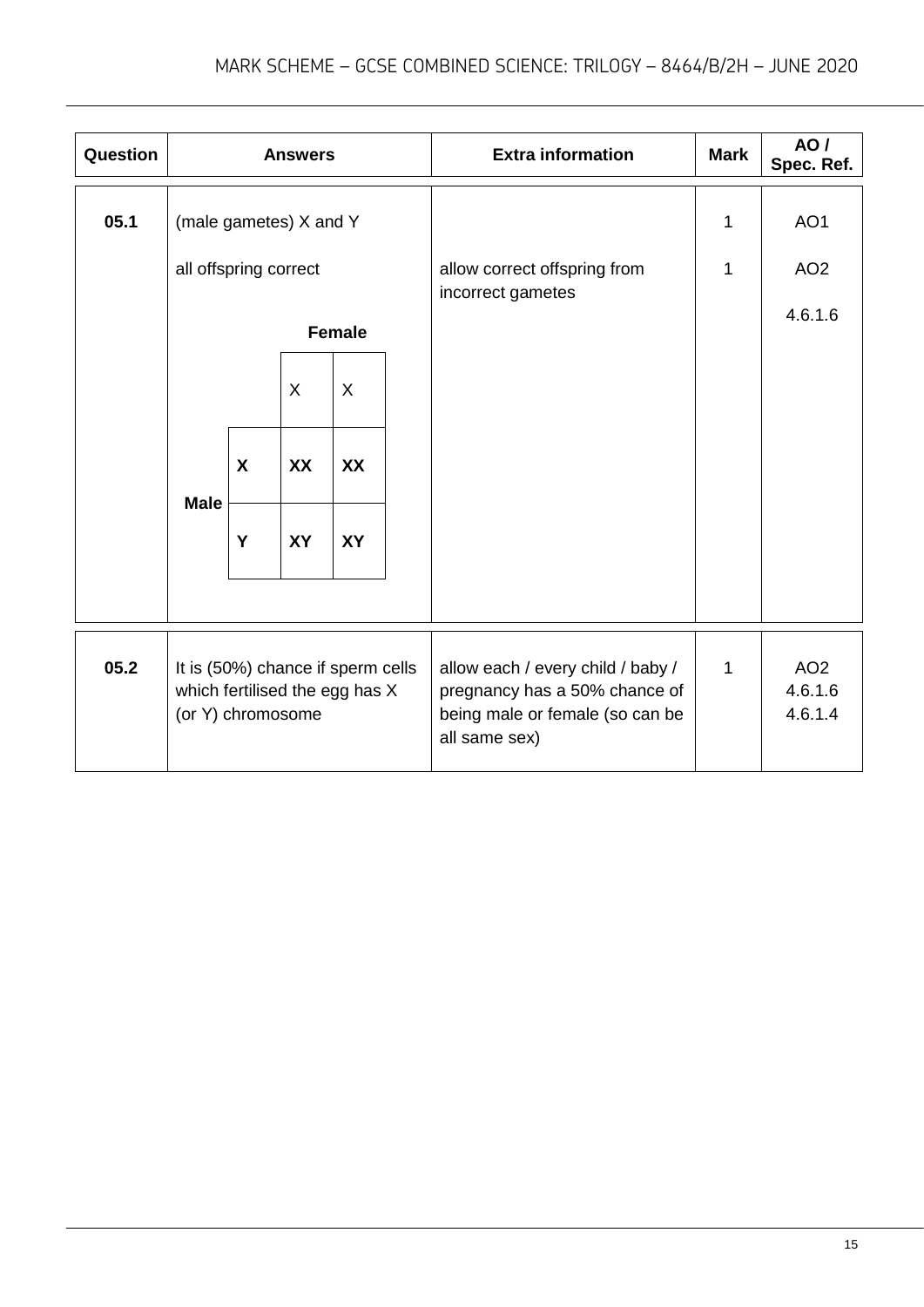| Question | Answers | Extra information | Mark | AO / Spec. Ref. |
|---|---|---|---|---|
| 05.1 | (male gametes) X and Y | | 1 | AO1 |
| | all offspring correct | allow correct offspring from incorrect gametes | 1 | AO2<br><br>4.6.1.6 |
| | (Punnett square – see below) | | | |
| 05.2 | It is (50%) chance if sperm cells which fertilised the egg has X (or Y) chromosome | allow each / every child / baby / pregnancy has a 50% chance of being male or female (so can be all same sex) | 1 | AO2<br>4.6.1.6<br>4.6.1.4 |

Punnett square for 05.1:

| | | **Female** | |
|---|---|---|---|
| | | X | X |
| **Male** | **X** | **XX** | **XX** |
| | **Y** | **XY** | **XY** |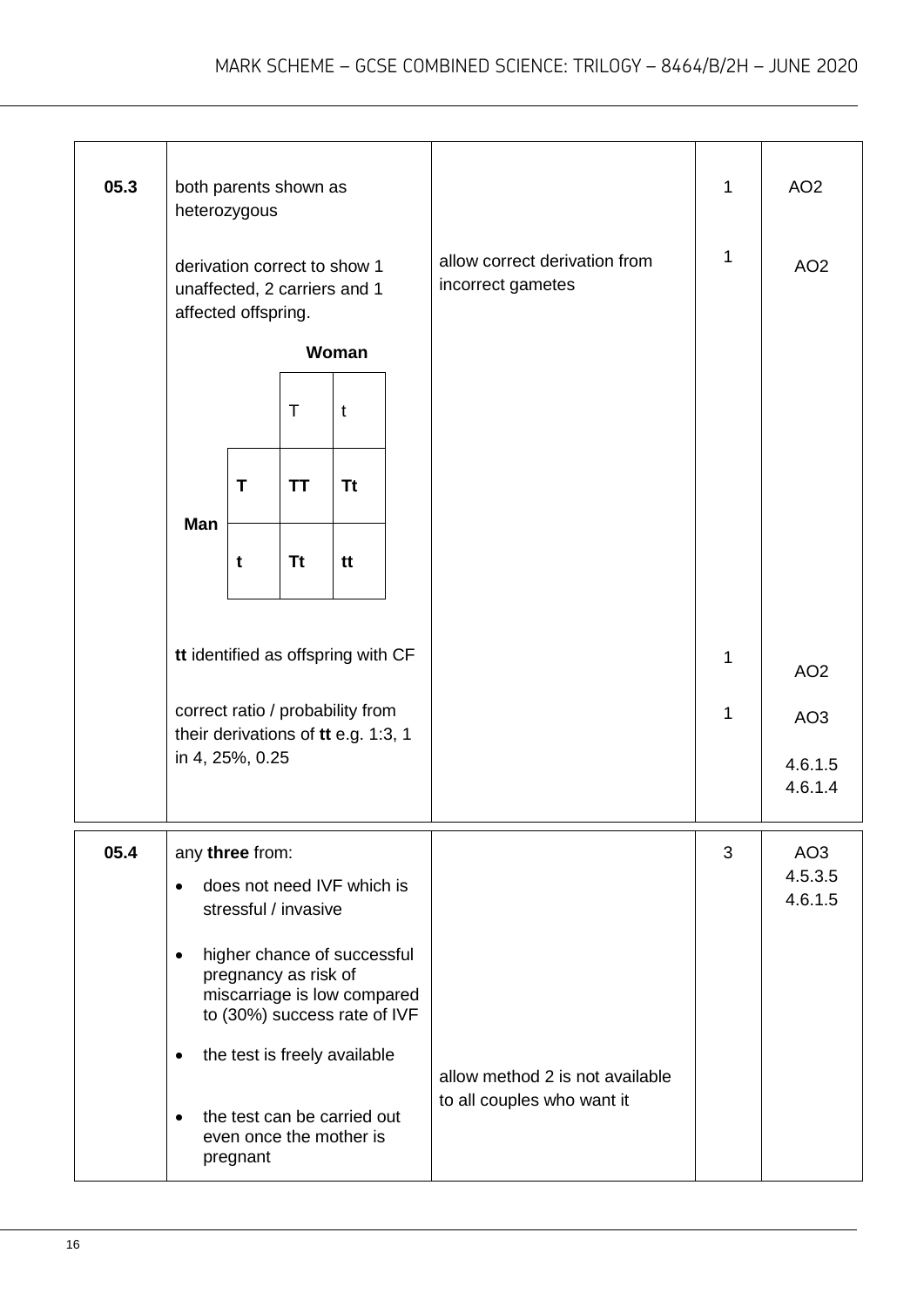| Question | Answers | Extra information | Mark | AO / Spec. Ref. |
|---|---|---|---|---|
| 05.3 | both parents shown as heterozygous | | 1 | AO2 |
| | derivation correct to show 1 unaffected, 2 carriers and 1 affected offspring. | allow correct derivation from incorrect gametes | 1 | AO2 |
| | tt identified as offspring with CF | | 1 | AO2 |
| | correct ratio / probability from their derivations of **tt** e.g. 1:3, 1 in 4, 25%, 0.25 | | 1 | AO3<br>4.6.1.5<br>4.6.1.4 |
| 05.4 | any **three** from:<br>• does not need IVF which is stressful / invasive<br>• higher chance of successful pregnancy as risk of miscarriage is low compared to (30%) success rate of IVF<br>• the test is freely available<br>• the test can be carried out even once the mother is pregnant | allow method 2 is not available to all couples who want it | 3 | AO3<br>4.5.3.5<br>4.6.1.5 |

Punnett square for 05.3:

| | | Woman | |
|---|---|---|---|
| | | T | t |
| **Man** | **T** | **TT** | **Tt** |
| | **t** | **Tt** | **tt** |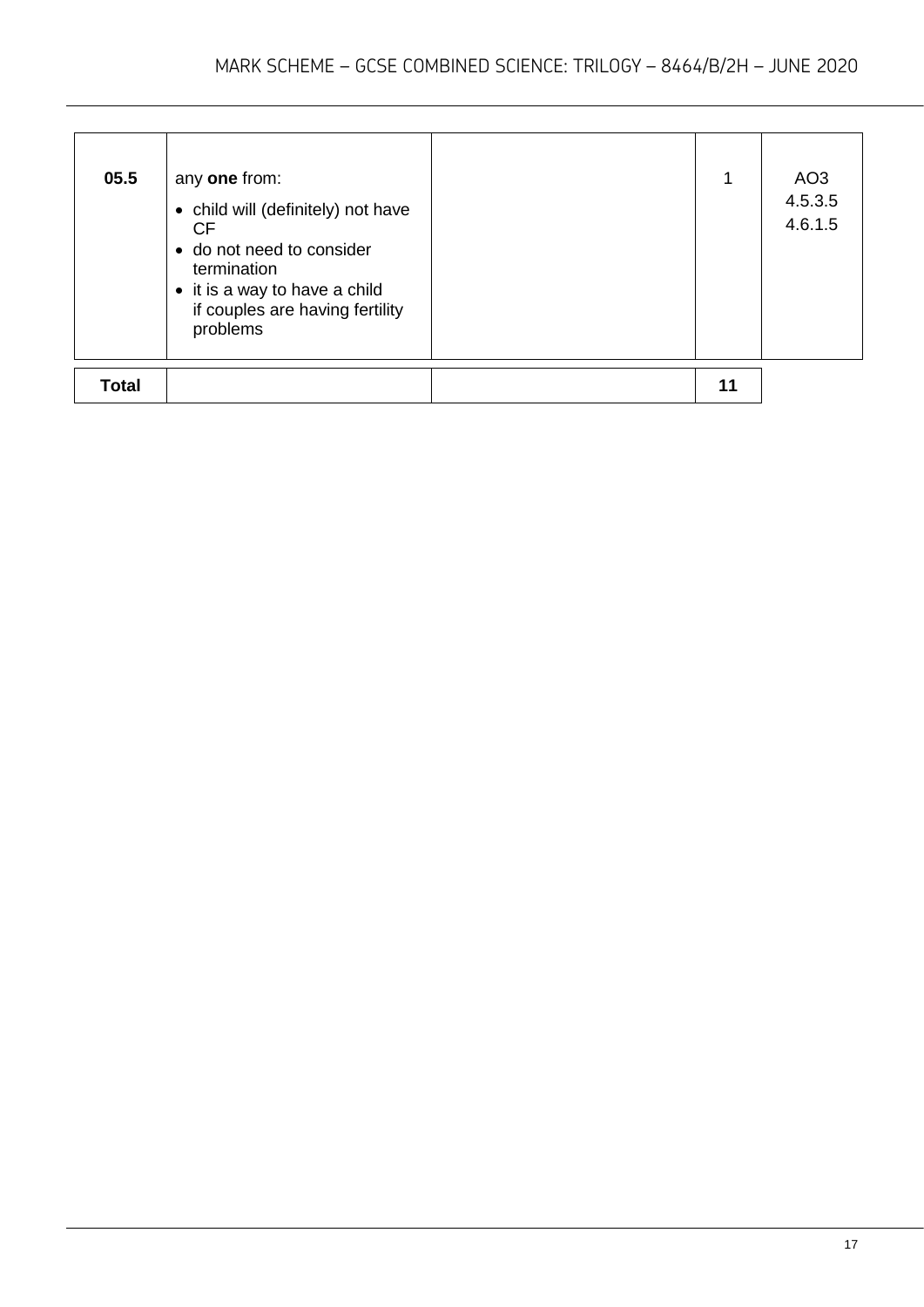| | | | | |
|---|---|---|---|---|
| **05.5** | any **one** from:<br>• child will (definitely) not have CF<br>• do not need to consider termination<br>• it is a way to have a child if couples are having fertility problems | | 1 | AO3<br>4.5.3.5<br>4.6.1.5 |
| **Total** | | | **11** | |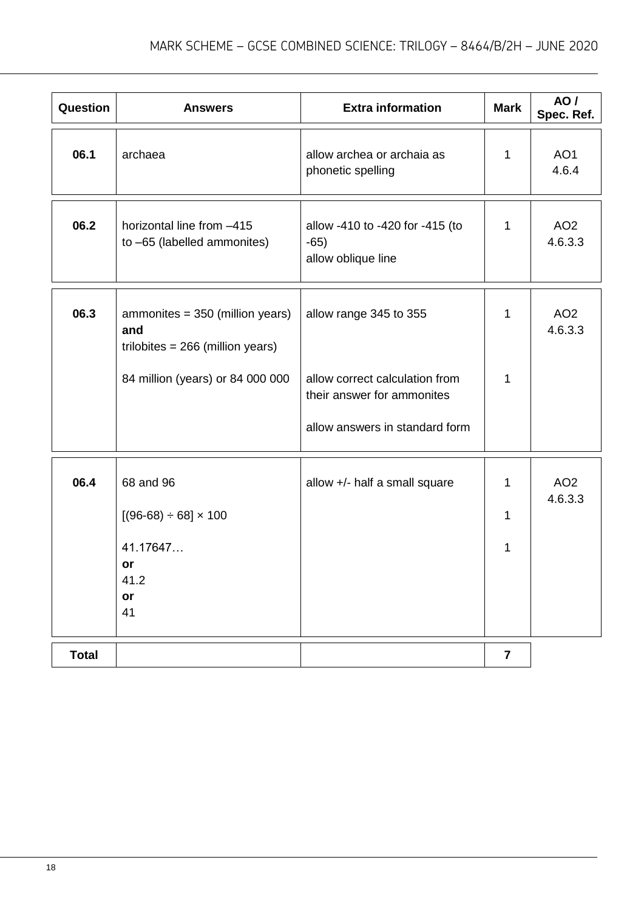| Question | Answers | Extra information | Mark | AO / Spec. Ref. |
|---|---|---|---|---|
| **06.1** | archaea | allow archea or archaia as phonetic spelling | 1 | AO1<br>4.6.4 |
| **06.2** | horizontal line from –415 to –65 (labelled ammonites) | allow -410 to -420 for -415 (to -65)<br>allow oblique line | 1 | AO2<br>4.6.3.3 |
| **06.3** | ammonites = 350 (million years)<br>**and**<br>trilobites = 266 (million years) | allow range 345 to 355 | 1 | AO2<br>4.6.3.3 |
| | 84 million (years) or 84 000 000 | allow correct calculation from their answer for ammonites<br><br>allow answers in standard form | 1 | |
| **06.4** | 68 and 96 | allow +/- half a small square | 1 | AO2<br>4.6.3.3 |
| | [(96-68) ÷ 68] × 100 | | 1 | |
| | 41.17647…<br>**or**<br>41.2<br>**or**<br>41 | | 1 | |
| **Total** | | | **7** | |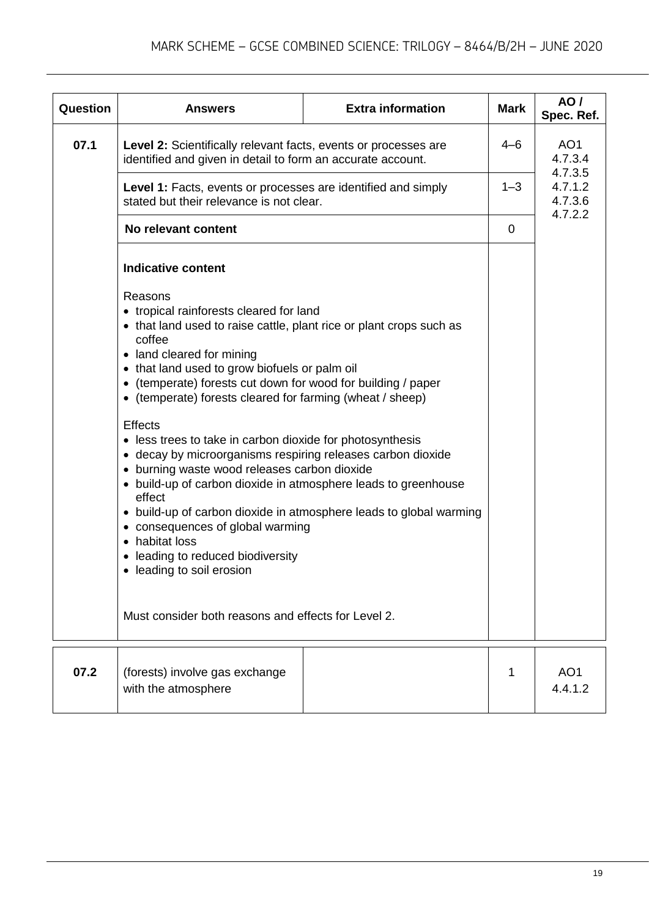| Question | Answers | Extra information | Mark | AO / Spec. Ref. |
|---|---|---|---|---|
| 07.1 | **Level 2:** Scientifically relevant facts, events or processes are identified and given in detail to form an accurate account. | | 4–6 | AO1<br>4.7.3.4<br>4.7.3.5<br>4.7.1.2<br>4.7.3.6<br>4.7.2.2 |
| | **Level 1:** Facts, events or processes are identified and simply stated but their relevance is not clear. | | 1–3 | |
| | **No relevant content** | | 0 | |
| | **Indicative content**<br><br>Reasons<br>• tropical rainforests cleared for land<br>• that land used to raise cattle, plant rice or plant crops such as coffee<br>• land cleared for mining<br>• that land used to grow biofuels or palm oil<br>• (temperate) forests cut down for wood for building / paper<br>• (temperate) forests cleared for farming (wheat / sheep)<br><br>Effects<br>• less trees to take in carbon dioxide for photosynthesis<br>• decay by microorganisms respiring releases carbon dioxide<br>• burning waste wood releases carbon dioxide<br>• build-up of carbon dioxide in atmosphere leads to greenhouse effect<br>• build-up of carbon dioxide in atmosphere leads to global warming<br>• consequences of global warming<br>• habitat loss<br>• leading to reduced biodiversity<br>• leading to soil erosion<br><br>Must consider both reasons and effects for Level 2. | | | |

| Question | Answers | Extra information | Mark | AO / Spec. Ref. |
|---|---|---|---|---|
| 07.2 | (forests) involve gas exchange with the atmosphere | | 1 | AO1<br>4.4.1.2 |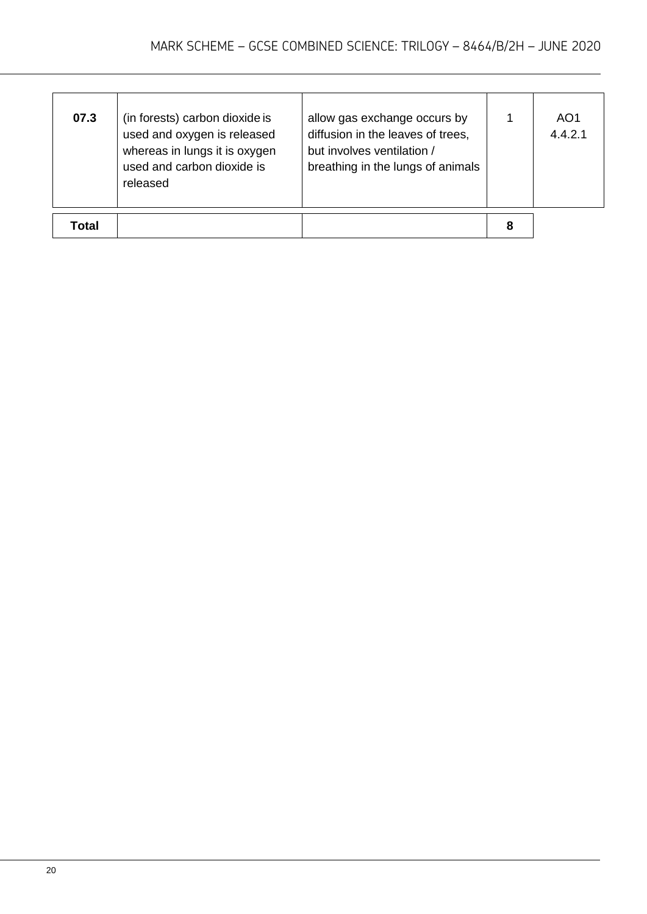| | | | | |
|---|---|---|---|---|
| **07.3** | (in forests) carbon dioxide is used and oxygen is released whereas in lungs it is oxygen used and carbon dioxide is released | allow gas exchange occurs by diffusion in the leaves of trees, but involves ventilation / breathing in the lungs of animals | 1 | AO1 4.4.2.1 |
| **Total** | | | **8** | |